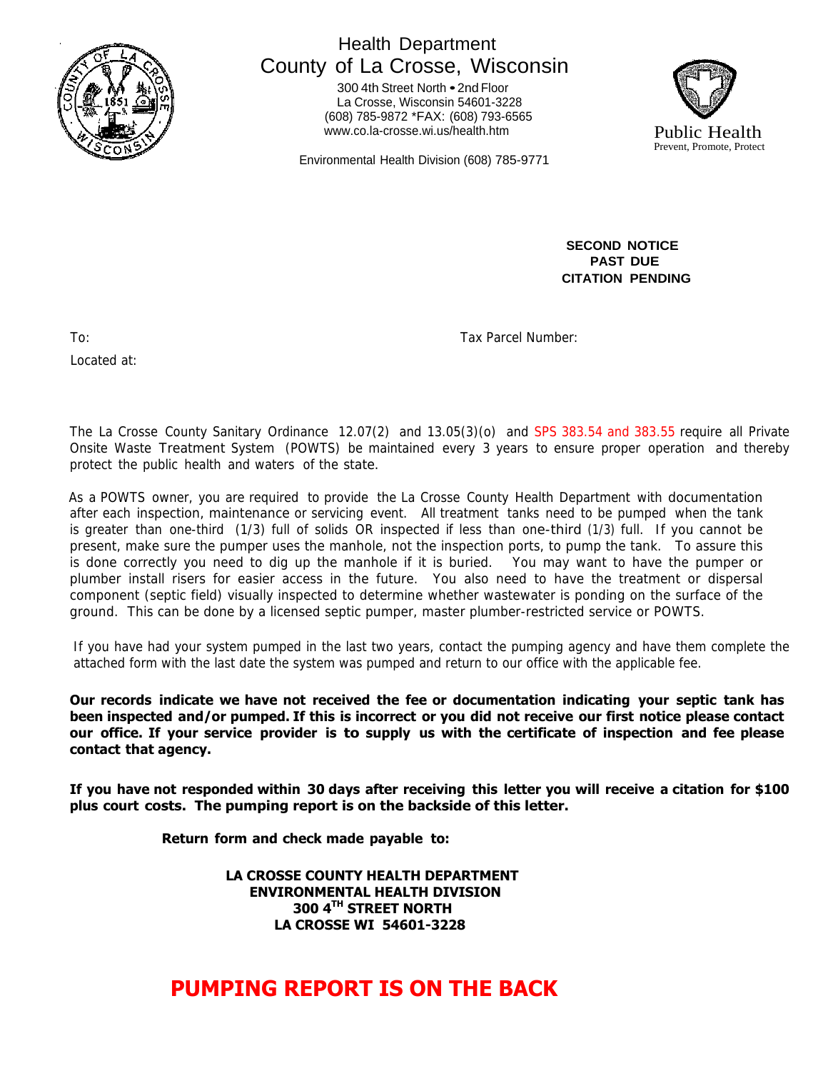# Health Department
## County of La Crosse, Wisconsin

300 4th Street North • 2nd Floor
La Crosse, Wisconsin 54601-3228
(608) 785-9872 *FAX: (608) 793-6565
www.co.la-crosse.wi.us/health.htm

Environmental Health Division (608) 785-9771

Public Health
Prevent, Promote, Protect

**SECOND NOTICE**
**PAST DUE**
**CITATION PENDING**

To: Tax Parcel Number:

Located at:

The La Crosse County Sanitary Ordinance 12.07(2) and 13.05(3)(o) and SPS 383.54 and 383.55 require all Private Onsite Waste Treatment System (POWTS) be maintained every 3 years to ensure proper operation and thereby protect the public health and waters of the state.

As a POWTS owner, you are required to provide the La Crosse County Health Department with documentation after each inspection, maintenance or servicing event. All treatment tanks need to be pumped when the tank is greater than one-third (1/3) full of solids OR inspected if less than one-third (1/3) full. If you cannot be present, make sure the pumper uses the manhole, not the inspection ports, to pump the tank. To assure this is done correctly you need to dig up the manhole if it is buried. You may want to have the pumper or plumber install risers for easier access in the future. You also need to have the treatment or dispersal component (septic field) visually inspected to determine whether wastewater is ponding on the surface of the ground. This can be done by a licensed septic pumper, master plumber-restricted service or POWTS.

If you have had your system pumped in the last two years, contact the pumping agency and have them complete the attached form with the last date the system was pumped and return to our office with the applicable fee.

**Our records indicate we have not received the fee or documentation indicating your septic tank has been inspected and/or pumped. If this is incorrect or you did not receive our first notice please contact our office. If your service provider is to supply us with the certificate of inspection and fee please contact that agency.**

**If you have not responded within 30 days after receiving this letter you will receive a citation for $100 plus court costs. The pumping report is on the backside of this letter.**

**Return form and check made payable to:**

**LA CROSSE COUNTY HEALTH DEPARTMENT**
**ENVIRONMENTAL HEALTH DIVISION**
**300 4TH STREET NORTH**
**LA CROSSE WI 54601-3228**

**PUMPING REPORT IS ON THE BACK**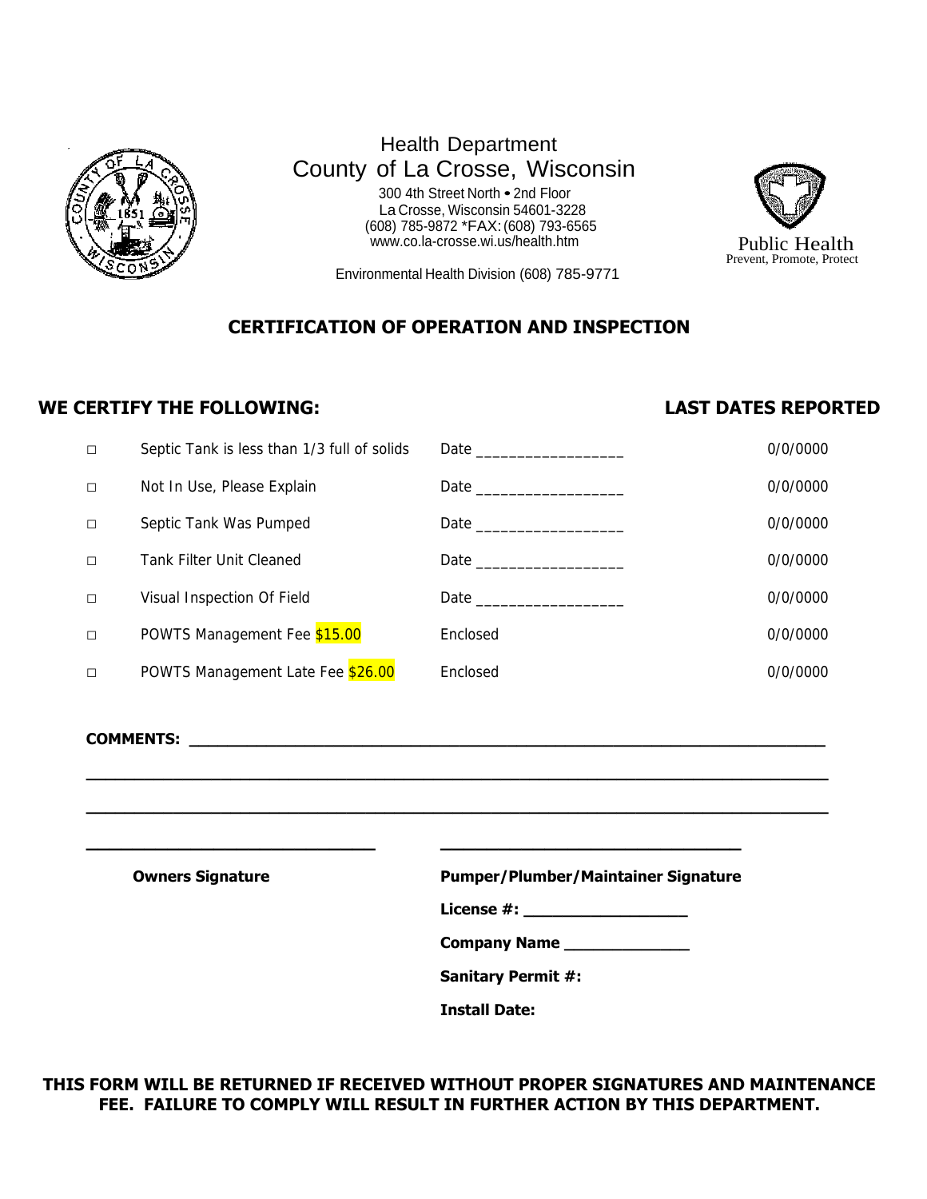Health Department
County of La Crosse, Wisconsin
300 4th Street North • 2nd Floor
La Crosse, Wisconsin 54601-3228
(608) 785-9872 *FAX: (608) 793-6565
www.co.la-crosse.wi.us/health.htm

Environmental Health Division (608) 785-9771

Public Health
Prevent, Promote, Protect

## CERTIFICATION OF OPERATION AND INSPECTION

**WE CERTIFY THE FOLLOWING:** **LAST DATES REPORTED**

| | | | |
|---|---|---|---|
| □ | Septic Tank is less than 1/3 full of solids | Date _________________ | 0/0/0000 |
| □ | Not In Use, Please Explain | Date _________________ | 0/0/0000 |
| □ | Septic Tank Was Pumped | Date _________________ | 0/0/0000 |
| □ | Tank Filter Unit Cleaned | Date _________________ | 0/0/0000 |
| □ | Visual Inspection Of Field | Date _________________ | 0/0/0000 |
| □ | POWTS Management Fee $15.00 | Enclosed | 0/0/0000 |
| □ | POWTS Management Late Fee $26.00 | Enclosed | 0/0/0000 |

**COMMENTS:** ______________________________________________________________________

______________________________________________________________________

______________________________________________________________________

______________________________ ______________________________

**Owners Signature** **Pumper/Plumber/Maintainer Signature**

**License #:** _________________

**Company Name** _____________

**Sanitary Permit #:**

**Install Date:**

**THIS FORM WILL BE RETURNED IF RECEIVED WITHOUT PROPER SIGNATURES AND MAINTENANCE FEE. FAILURE TO COMPLY WILL RESULT IN FURTHER ACTION BY THIS DEPARTMENT.**